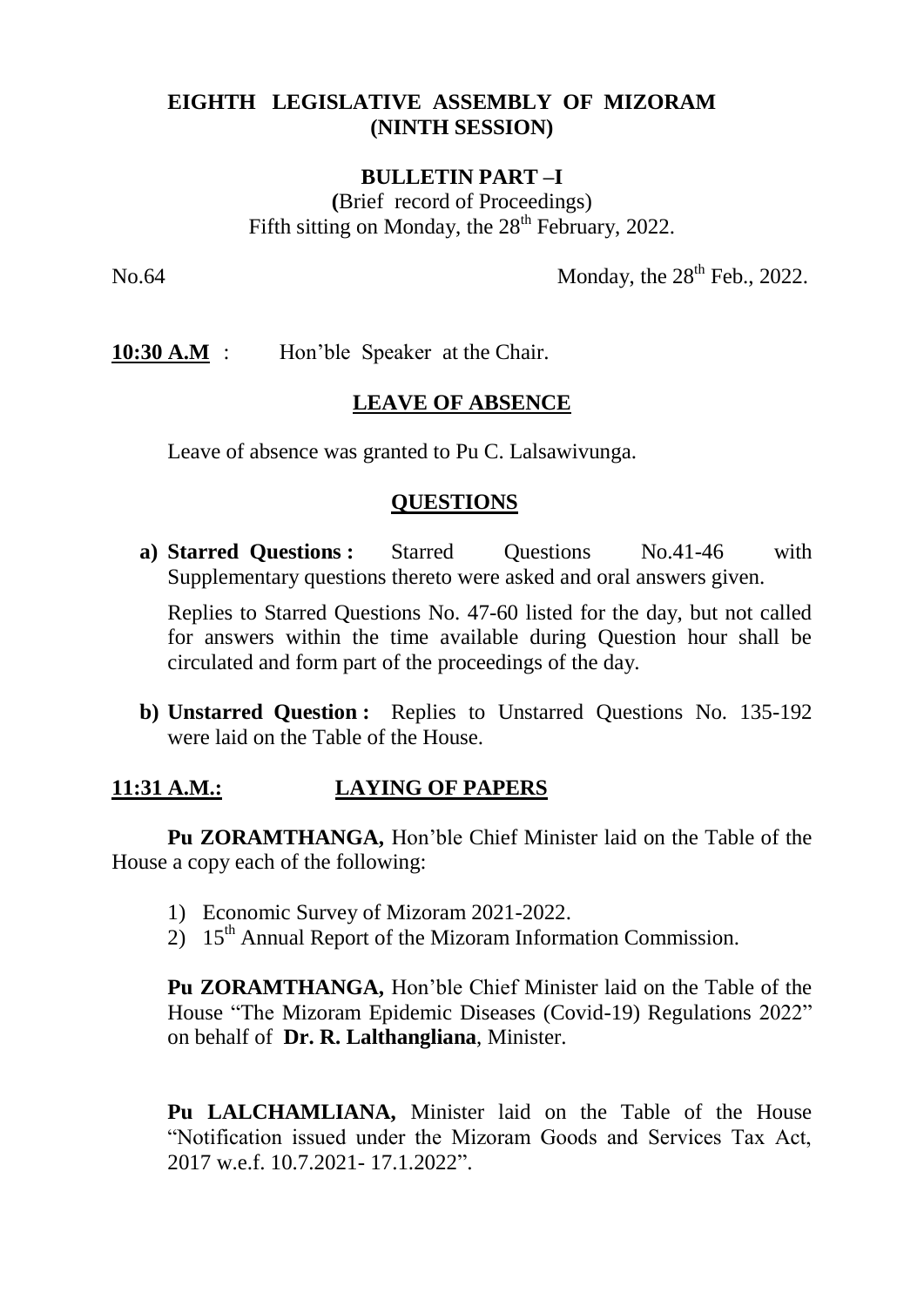# EIGHTH LEGISLATIVE ASSEMBLY OF MIZORAM (NINTH SESSION)

## BULLETIN PART –I

(Brief record of Proceedings)
Fifth sitting on Monday, the 28th February, 2022.

No.64 Monday, the 28th Feb., 2022.

**10:30 A.M** : Hon'ble Speaker at the Chair.

### LEAVE OF ABSENCE

Leave of absence was granted to Pu C. Lalsawivunga.

### QUESTIONS

**a) Starred Questions :** Starred Questions No.41-46 with Supplementary questions thereto were asked and oral answers given.

Replies to Starred Questions No. 47-60 listed for the day, but not called for answers within the time available during Question hour shall be circulated and form part of the proceedings of the day.

**b) Unstarred Question :** Replies to Unstarred Questions No. 135-192 were laid on the Table of the House.

**11:31 A.M.: LAYING OF PAPERS**

**Pu ZORAMTHANGA,** Hon'ble Chief Minister laid on the Table of the House a copy each of the following:

1) Economic Survey of Mizoram 2021-2022.
2) 15th Annual Report of the Mizoram Information Commission.

**Pu ZORAMTHANGA,** Hon'ble Chief Minister laid on the Table of the House "The Mizoram Epidemic Diseases (Covid-19) Regulations 2022" on behalf of **Dr. R. Lalthangliana**, Minister.

**Pu LALCHAMLIANA,** Minister laid on the Table of the House "Notification issued under the Mizoram Goods and Services Tax Act, 2017 w.e.f. 10.7.2021- 17.1.2022".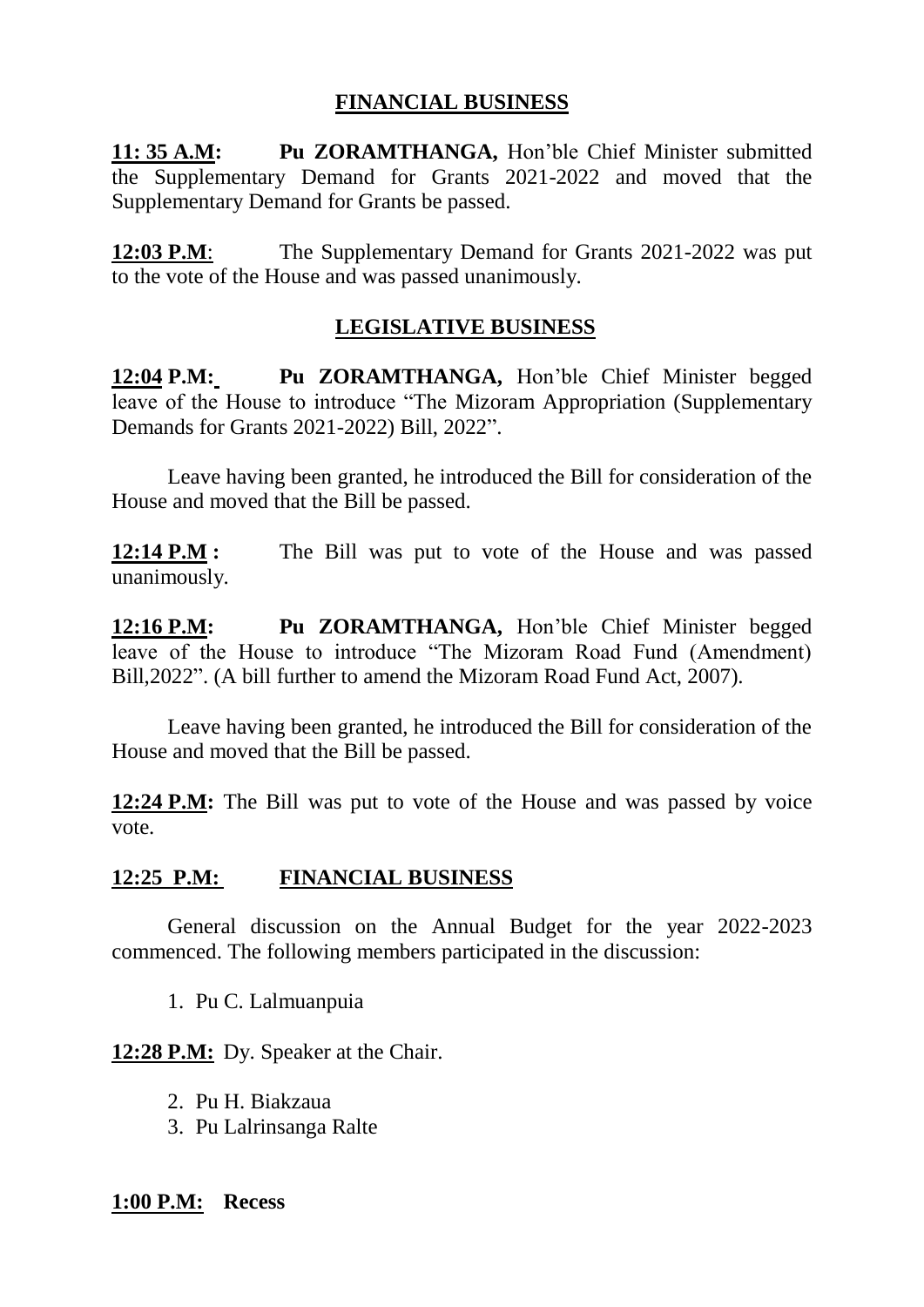## FINANCIAL BUSINESS

**11: 35 A.M:** **Pu ZORAMTHANGA,** Hon'ble Chief Minister submitted the Supplementary Demand for Grants 2021-2022 and moved that the Supplementary Demand for Grants be passed.

**12:03 P.M**: The Supplementary Demand for Grants 2021-2022 was put to the vote of the House and was passed unanimously.

## LEGISLATIVE BUSINESS

**12:04 P.M:** **Pu ZORAMTHANGA,** Hon'ble Chief Minister begged leave of the House to introduce "The Mizoram Appropriation (Supplementary Demands for Grants 2021-2022) Bill, 2022".

Leave having been granted, he introduced the Bill for consideration of the House and moved that the Bill be passed.

**12:14 P.M :** The Bill was put to vote of the House and was passed unanimously.

**12:16 P.M:** **Pu ZORAMTHANGA,** Hon'ble Chief Minister begged leave of the House to introduce "The Mizoram Road Fund (Amendment) Bill,2022". (A bill further to amend the Mizoram Road Fund Act, 2007).

Leave having been granted, he introduced the Bill for consideration of the House and moved that the Bill be passed.

**12:24 P.M:** The Bill was put to vote of the House and was passed by voice vote.

**12:25 P.M:** **FINANCIAL BUSINESS**

General discussion on the Annual Budget for the year 2022-2023 commenced. The following members participated in the discussion:

1. Pu C. Lalmuanpuia

**12:28 P.M:** Dy. Speaker at the Chair.

2. Pu H. Biakzaua
3. Pu Lalrinsanga Ralte

**1:00 P.M:** **Recess**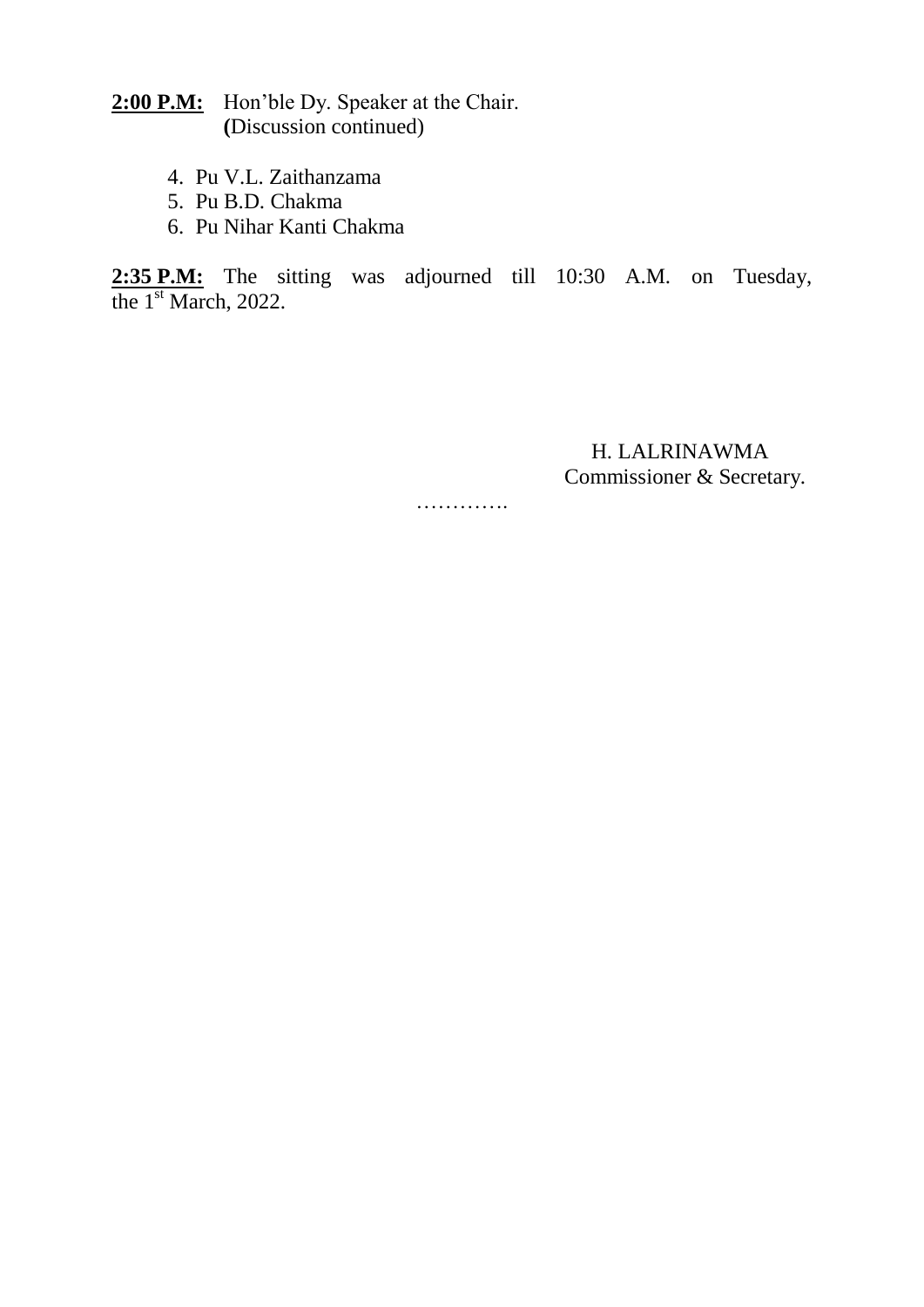**2:00 P.M:** Hon'ble Dy. Speaker at the Chair.
(Discussion continued)

4. Pu V.L. Zaithanzama
5. Pu B.D. Chakma
6. Pu Nihar Kanti Chakma

**2:35 P.M:** The sitting was adjourned till 10:30 A.M. on Tuesday, the 1st March, 2022.

H. LALRINAWMA
Commissioner & Secretary.

………….